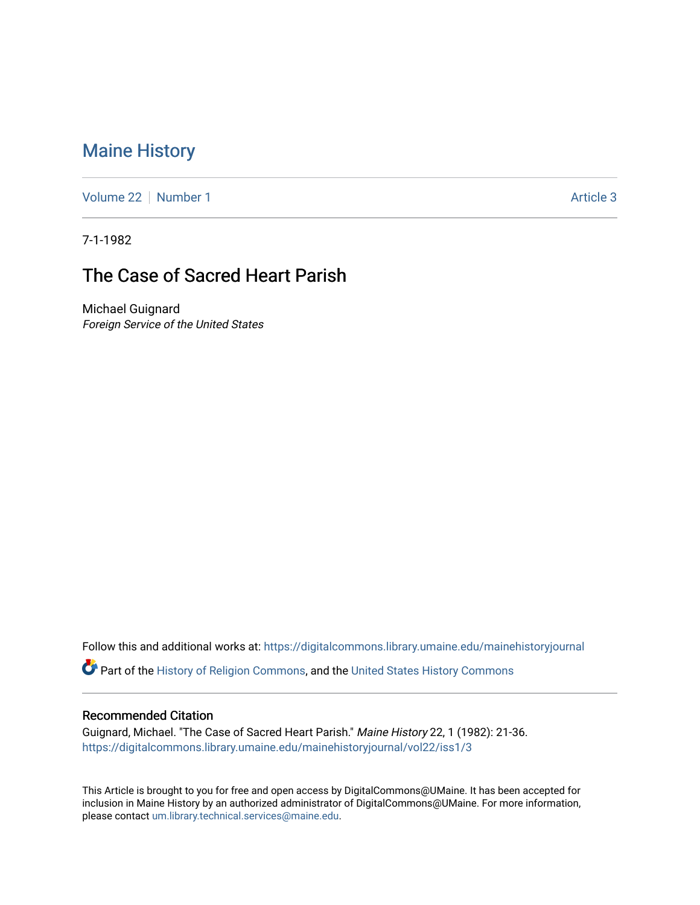# Maine History

Volume 22 | Number 1 Article 3

7-1-1982

## The Case of Sacred Heart Parish

Michael Guignard
*Foreign Service of the United States*

Follow this and additional works at: https://digitalcommons.library.umaine.edu/mainehistoryjournal

Part of the History of Religion Commons, and the United States History Commons

### Recommended Citation

Guignard, Michael. "The Case of Sacred Heart Parish." *Maine History* 22, 1 (1982): 21-36.
https://digitalcommons.library.umaine.edu/mainehistoryjournal/vol22/iss1/3

This Article is brought to you for free and open access by DigitalCommons@UMaine. It has been accepted for inclusion in Maine History by an authorized administrator of DigitalCommons@UMaine. For more information, please contact um.library.technical.services@maine.edu.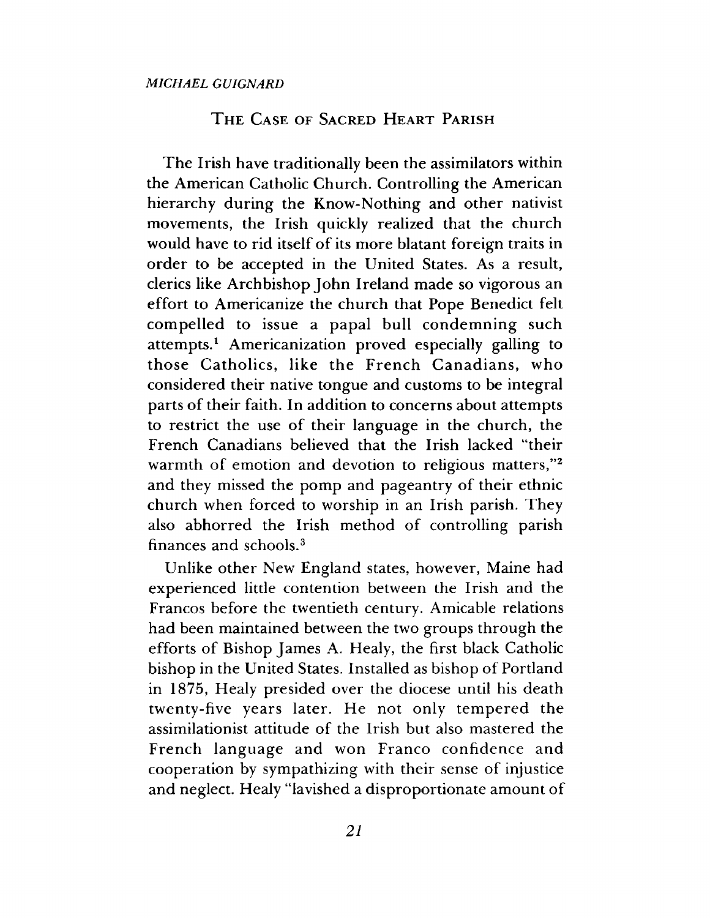*MICHAEL GUIGNARD*

## The Case of Sacred Heart Parish

The Irish have traditionally been the assimilators within the American Catholic Church. Controlling the American hierarchy during the Know-Nothing and other nativist movements, the Irish quickly realized that the church would have to rid itself of its more blatant foreign traits in order to be accepted in the United States. As a result, clerics like Archbishop John Ireland made so vigorous an effort to Americanize the church that Pope Benedict felt compelled to issue a papal bull condemning such attempts.[1] Americanization proved especially galling to those Catholics, like the French Canadians, who considered their native tongue and customs to be integral parts of their faith. In addition to concerns about attempts to restrict the use of their language in the church, the French Canadians believed that the Irish lacked "their warmth of emotion and devotion to religious matters,"[2] and they missed the pomp and pageantry of their ethnic church when forced to worship in an Irish parish. They also abhorred the Irish method of controlling parish finances and schools.[3]

Unlike other New England states, however, Maine had experienced little contention between the Irish and the Francos before the twentieth century. Amicable relations had been maintained between the two groups through the efforts of Bishop James A. Healy, the first black Catholic bishop in the United States. Installed as bishop of Portland in 1875, Healy presided over the diocese until his death twenty-five years later. He not only tempered the assimilationist attitude of the Irish but also mastered the French language and won Franco confidence and cooperation by sympathizing with their sense of injustice and neglect. Healy "lavished a disproportionate amount of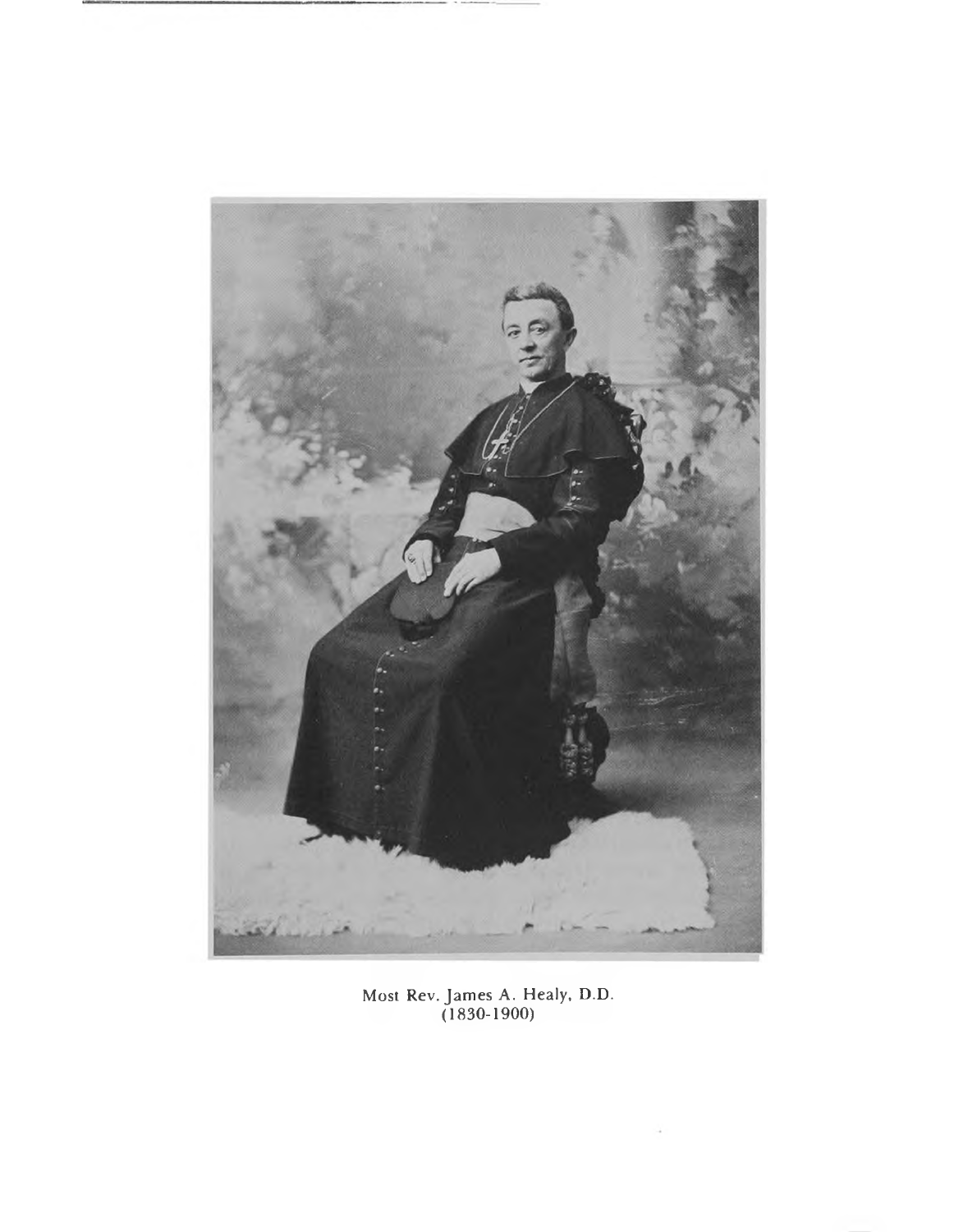Most Rev. James A. Healy, D.D.
(1830-1900)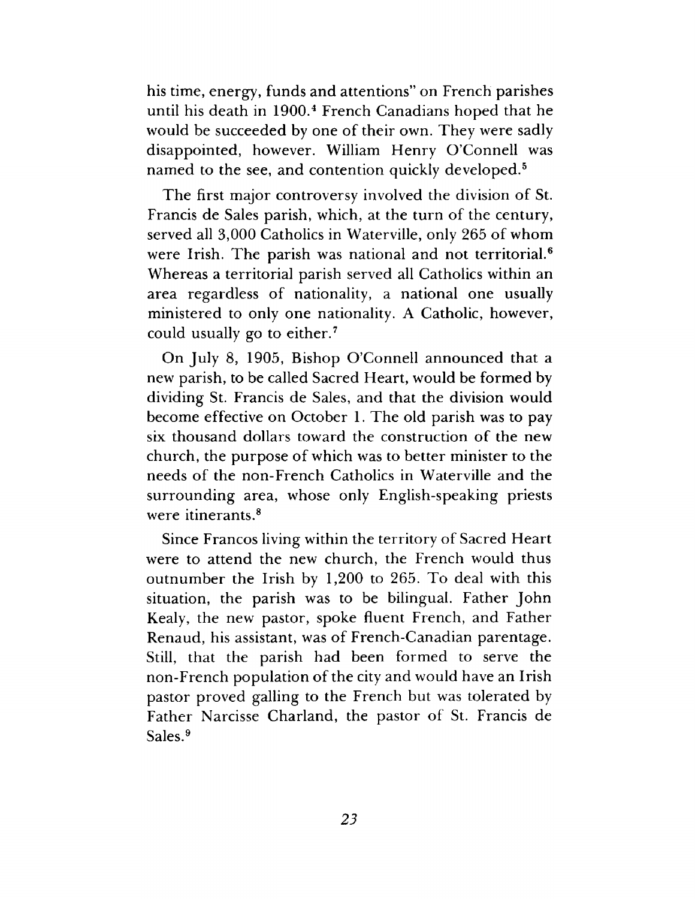his time, energy, funds and attentions" on French parishes until his death in 1900.[4] French Canadians hoped that he would be succeeded by one of their own. They were sadly disappointed, however. William Henry O'Connell was named to the see, and contention quickly developed.[5]

The first major controversy involved the division of St. Francis de Sales parish, which, at the turn of the century, served all 3,000 Catholics in Waterville, only 265 of whom were Irish. The parish was national and not territorial.[6] Whereas a territorial parish served all Catholics within an area regardless of nationality, a national one usually ministered to only one nationality. A Catholic, however, could usually go to either.[7]

On July 8, 1905, Bishop O'Connell announced that a new parish, to be called Sacred Heart, would be formed by dividing St. Francis de Sales, and that the division would become effective on October 1. The old parish was to pay six thousand dollars toward the construction of the new church, the purpose of which was to better minister to the needs of the non-French Catholics in Waterville and the surrounding area, whose only English-speaking priests were itinerants.[8]

Since Francos living within the territory of Sacred Heart were to attend the new church, the French would thus outnumber the Irish by 1,200 to 265. To deal with this situation, the parish was to be bilingual. Father John Kealy, the new pastor, spoke fluent French, and Father Renaud, his assistant, was of French-Canadian parentage. Still, that the parish had been formed to serve the non-French population of the city and would have an Irish pastor proved galling to the French but was tolerated by Father Narcisse Charland, the pastor of St. Francis de Sales.[9]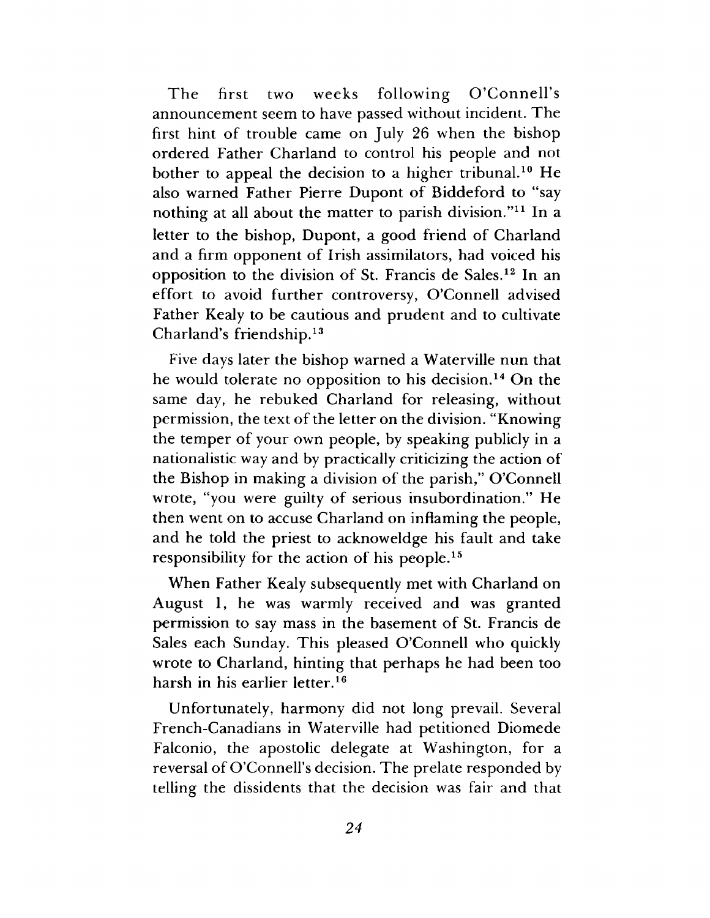The first two weeks following O'Connell's announcement seem to have passed without incident. The first hint of trouble came on July 26 when the bishop ordered Father Charland to control his people and not bother to appeal the decision to a higher tribunal.[10] He also warned Father Pierre Dupont of Biddeford to "say nothing at all about the matter to parish division."[11] In a letter to the bishop, Dupont, a good friend of Charland and a firm opponent of Irish assimilators, had voiced his opposition to the division of St. Francis de Sales.[12] In an effort to avoid further controversy, O'Connell advised Father Kealy to be cautious and prudent and to cultivate Charland's friendship.[13]

Five days later the bishop warned a Waterville nun that he would tolerate no opposition to his decision.[14] On the same day, he rebuked Charland for releasing, without permission, the text of the letter on the division. "Knowing the temper of your own people, by speaking publicly in a nationalistic way and by practically criticizing the action of the Bishop in making a division of the parish," O'Connell wrote, "you were guilty of serious insubordination." He then went on to accuse Charland on inflaming the people, and he told the priest to acknoweldge his fault and take responsibility for the action of his people.[15]

When Father Kealy subsequently met with Charland on August 1, he was warmly received and was granted permission to say mass in the basement of St. Francis de Sales each Sunday. This pleased O'Connell who quickly wrote to Charland, hinting that perhaps he had been too harsh in his earlier letter.[16]

Unfortunately, harmony did not long prevail. Several French-Canadians in Waterville had petitioned Diomede Falconio, the apostolic delegate at Washington, for a reversal of O'Connell's decision. The prelate responded by telling the dissidents that the decision was fair and that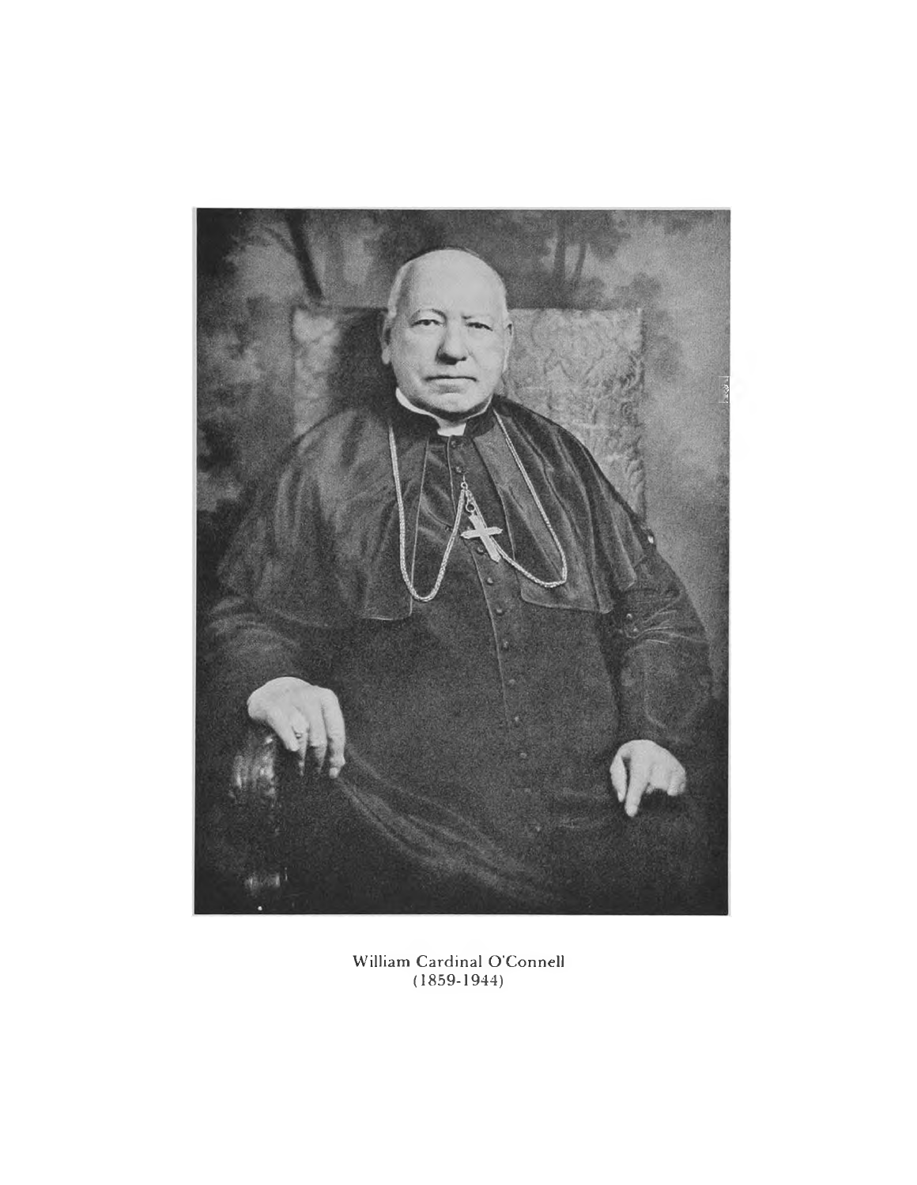William Cardinal O'Connell
(1859-1944)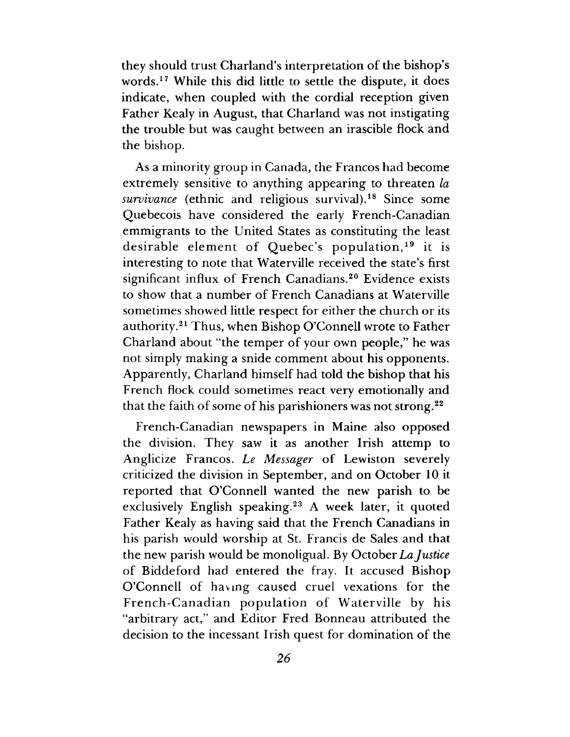they should trust Charland's interpretation of the bishop's words.[17] While this did little to settle the dispute, it does indicate, when coupled with the cordial reception given Father Kealy in August, that Charland was not instigating the trouble but was caught between an irascible flock and the bishop.

As a minority group in Canada, the Francos had become extremely sensitive to anything appearing to threaten *la survivance* (ethnic and religious survival).[18] Since some Quebecois have considered the early French-Canadian emmigrants to the United States as constituting the least desirable element of Quebec's population,[19] it is interesting to note that Waterville received the state's first significant influx of French Canadians.[20] Evidence exists to show that a number of French Canadians at Waterville sometimes showed little respect for either the church or its authority.[21] Thus, when Bishop O'Connell wrote to Father Charland about "the temper of your own people," he was not simply making a snide comment about his opponents. Apparently, Charland himself had told the bishop that his French flock could sometimes react very emotionally and that the faith of some of his parishioners was not strong.[22]

French-Canadian newspapers in Maine also opposed the division. They saw it as another Irish attemp to Anglicize Francos. *Le Messager* of Lewiston severely criticized the division in September, and on October 10 it reported that O'Connell wanted the new parish to be exclusively English speaking.[23] A week later, it quoted Father Kealy as having said that the French Canadians in his parish would worship at St. Francis de Sales and that the new parish would be monoligual. By October *La Justice* of Biddeford had entered the fray. It accused Bishop O'Connell of having caused cruel vexations for the French-Canadian population of Waterville by his "arbitrary act," and Editor Fred Bonneau attributed the decision to the incessant Irish quest for domination of the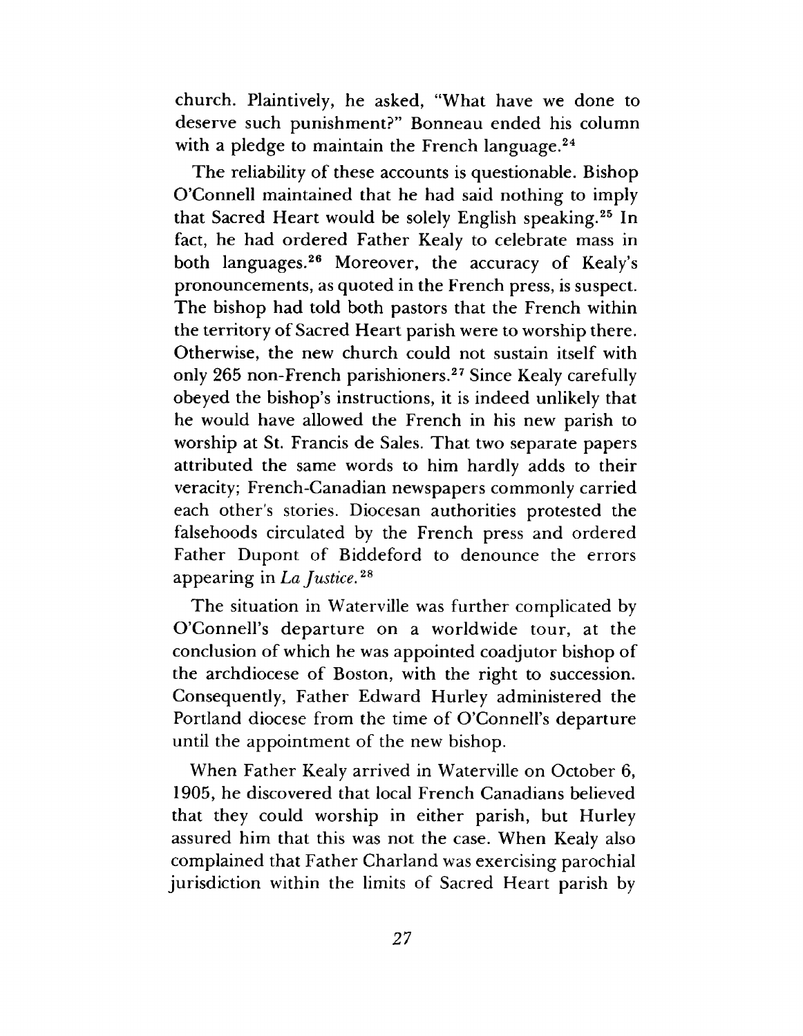church. Plaintively, he asked, "What have we done to deserve such punishment?" Bonneau ended his column with a pledge to maintain the French language.[24]

The reliability of these accounts is questionable. Bishop O'Connell maintained that he had said nothing to imply that Sacred Heart would be solely English speaking.[25] In fact, he had ordered Father Kealy to celebrate mass in both languages.[26] Moreover, the accuracy of Kealy's pronouncements, as quoted in the French press, is suspect. The bishop had told both pastors that the French within the territory of Sacred Heart parish were to worship there. Otherwise, the new church could not sustain itself with only 265 non-French parishioners.[27] Since Kealy carefully obeyed the bishop's instructions, it is indeed unlikely that he would have allowed the French in his new parish to worship at St. Francis de Sales. That two separate papers attributed the same words to him hardly adds to their veracity; French-Canadian newspapers commonly carried each other's stories. Diocesan authorities protested the falsehoods circulated by the French press and ordered Father Dupont of Biddeford to denounce the errors appearing in *La Justice.*[28]

The situation in Waterville was further complicated by O'Connell's departure on a worldwide tour, at the conclusion of which he was appointed coadjutor bishop of the archdiocese of Boston, with the right to succession. Consequently, Father Edward Hurley administered the Portland diocese from the time of O'Connell's departure until the appointment of the new bishop.

When Father Kealy arrived in Waterville on October 6, 1905, he discovered that local French Canadians believed that they could worship in either parish, but Hurley assured him that this was not the case. When Kealy also complained that Father Charland was exercising parochial jurisdiction within the limits of Sacred Heart parish by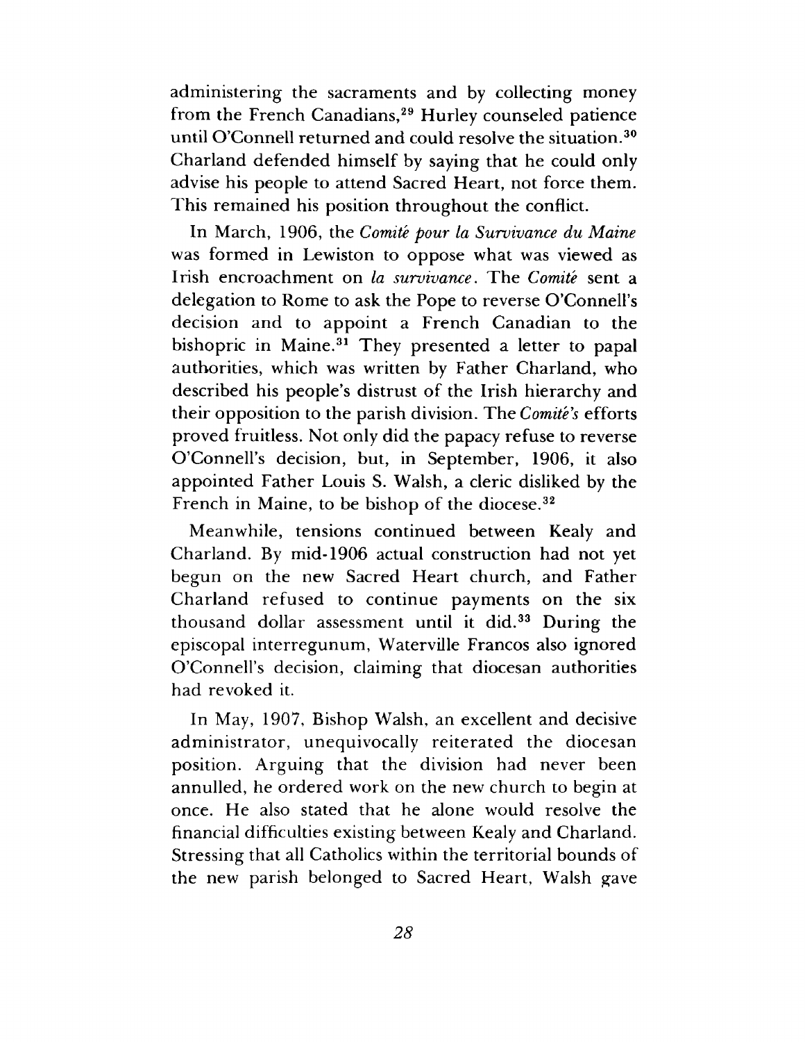administering the sacraments and by collecting money from the French Canadians,[29] Hurley counseled patience until O'Connell returned and could resolve the situation.[30] Charland defended himself by saying that he could only advise his people to attend Sacred Heart, not force them. This remained his position throughout the conflict.

In March, 1906, the *Comité pour la Survivance du Maine* was formed in Lewiston to oppose what was viewed as Irish encroachment on *la survivance*. The *Comité* sent a delegation to Rome to ask the Pope to reverse O'Connell's decision and to appoint a French Canadian to the bishopric in Maine.[31] They presented a letter to papal authorities, which was written by Father Charland, who described his people's distrust of the Irish hierarchy and their opposition to the parish division. The *Comité's* efforts proved fruitless. Not only did the papacy refuse to reverse O'Connell's decision, but, in September, 1906, it also appointed Father Louis S. Walsh, a cleric disliked by the French in Maine, to be bishop of the diocese.[32]

Meanwhile, tensions continued between Kealy and Charland. By mid-1906 actual construction had not yet begun on the new Sacred Heart church, and Father Charland refused to continue payments on the six thousand dollar assessment until it did.[33] During the episcopal interregunum, Waterville Francos also ignored O'Connell's decision, claiming that diocesan authorities had revoked it.

In May, 1907, Bishop Walsh, an excellent and decisive administrator, unequivocally reiterated the diocesan position. Arguing that the division had never been annulled, he ordered work on the new church to begin at once. He also stated that he alone would resolve the financial difficulties existing between Kealy and Charland. Stressing that all Catholics within the territorial bounds of the new parish belonged to Sacred Heart, Walsh gave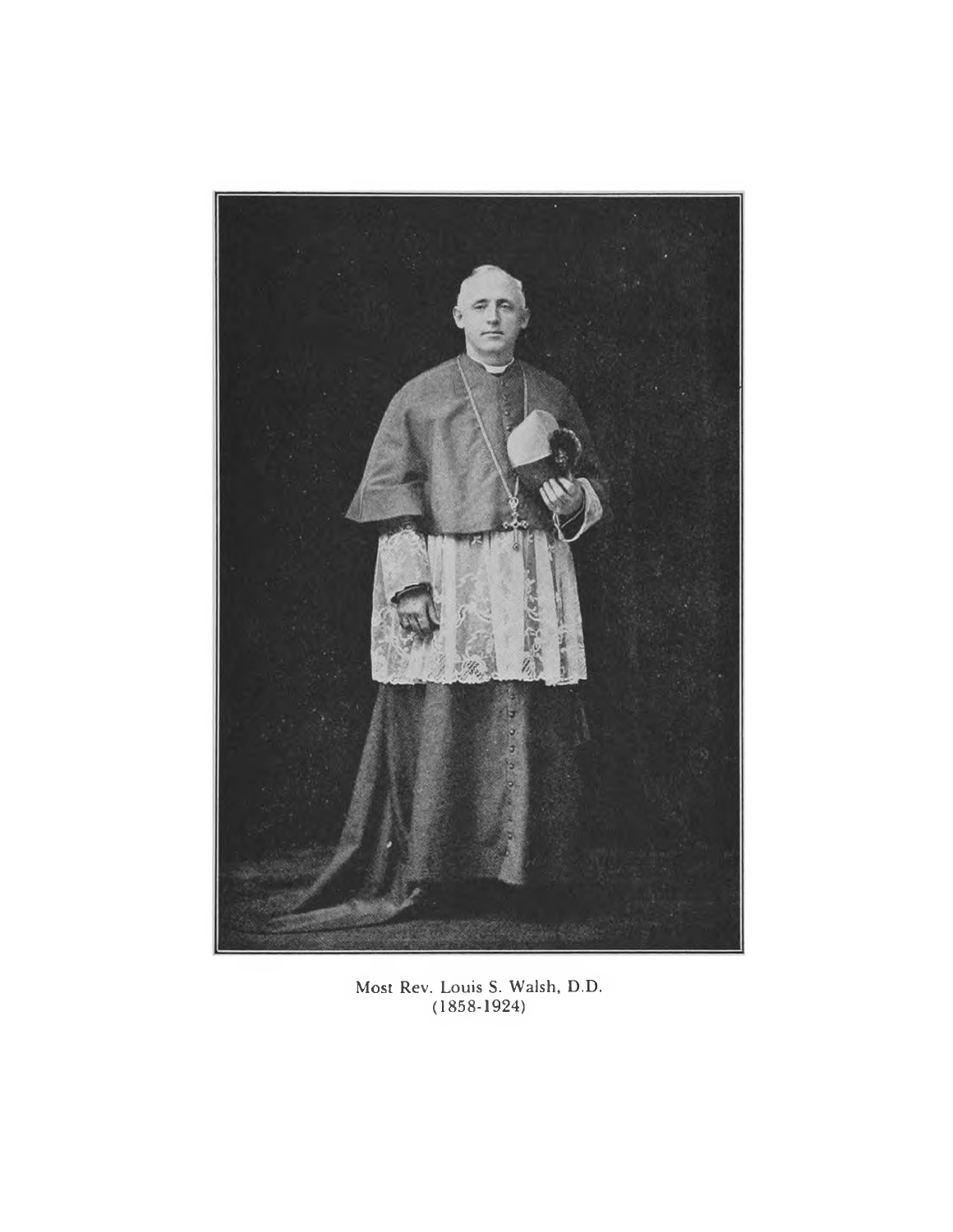Most Rev. Louis S. Walsh, D.D.
(1858-1924)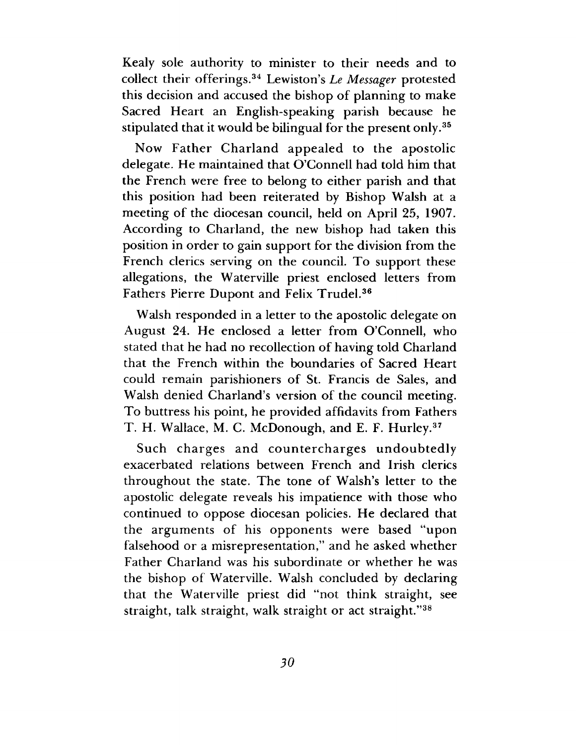Kealy sole authority to minister to their needs and to collect their offerings.[34] Lewiston's *Le Messager* protested this decision and accused the bishop of planning to make Sacred Heart an English-speaking parish because he stipulated that it would be bilingual for the present only.[35]

Now Father Charland appealed to the apostolic delegate. He maintained that O'Connell had told him that the French were free to belong to either parish and that this position had been reiterated by Bishop Walsh at a meeting of the diocesan council, held on April 25, 1907. According to Charland, the new bishop had taken this position in order to gain support for the division from the French clerics serving on the council. To support these allegations, the Waterville priest enclosed letters from Fathers Pierre Dupont and Felix Trudel.[36]

Walsh responded in a letter to the apostolic delegate on August 24. He enclosed a letter from O'Connell, who stated that he had no recollection of having told Charland that the French within the boundaries of Sacred Heart could remain parishioners of St. Francis de Sales, and Walsh denied Charland's version of the council meeting. To buttress his point, he provided affidavits from Fathers T. H. Wallace, M. C. McDonough, and E. F. Hurley.[37]

Such charges and countercharges undoubtedly exacerbated relations between French and Irish clerics throughout the state. The tone of Walsh's letter to the apostolic delegate reveals his impatience with those who continued to oppose diocesan policies. He declared that the arguments of his opponents were based "upon falsehood or a misrepresentation," and he asked whether Father Charland was his subordinate or whether he was the bishop of Waterville. Walsh concluded by declaring that the Waterville priest did "not think straight, see straight, talk straight, walk straight or act straight."[38]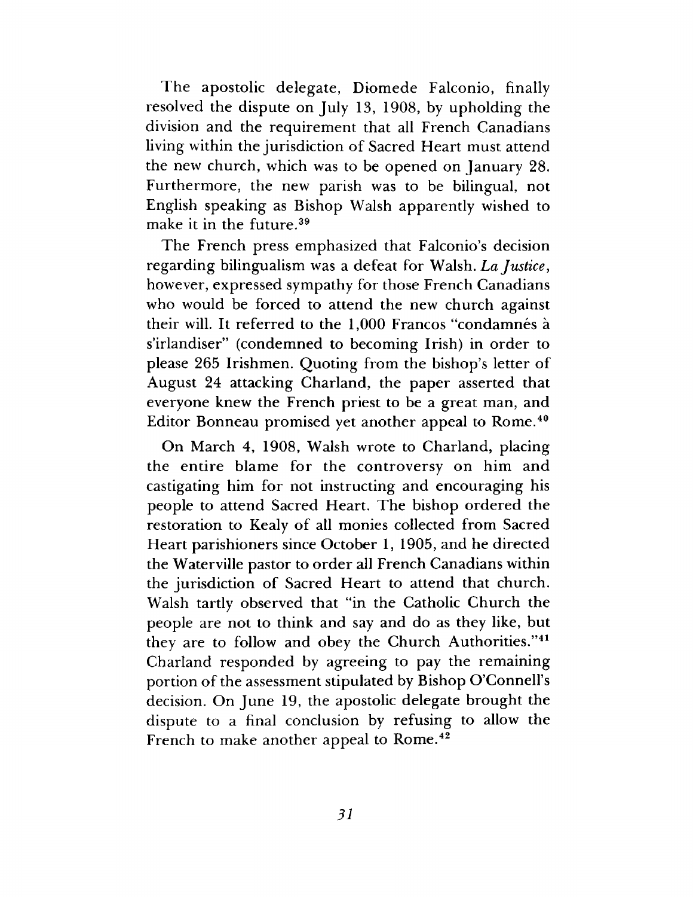The apostolic delegate, Diomede Falconio, finally resolved the dispute on July 13, 1908, by upholding the division and the requirement that all French Canadians living within the jurisdiction of Sacred Heart must attend the new church, which was to be opened on January 28. Furthermore, the new parish was to be bilingual, not English speaking as Bishop Walsh apparently wished to make it in the future.[39]

The French press emphasized that Falconio's decision regarding bilingualism was a defeat for Walsh. *La Justice*, however, expressed sympathy for those French Canadians who would be forced to attend the new church against their will. It referred to the 1,000 Francos "condamnés à s'irlandiser" (condemned to becoming Irish) in order to please 265 Irishmen. Quoting from the bishop's letter of August 24 attacking Charland, the paper asserted that everyone knew the French priest to be a great man, and Editor Bonneau promised yet another appeal to Rome.[40]

On March 4, 1908, Walsh wrote to Charland, placing the entire blame for the controversy on him and castigating him for not instructing and encouraging his people to attend Sacred Heart. The bishop ordered the restoration to Kealy of all monies collected from Sacred Heart parishioners since October 1, 1905, and he directed the Waterville pastor to order all French Canadians within the jurisdiction of Sacred Heart to attend that church. Walsh tartly observed that "in the Catholic Church the people are not to think and say and do as they like, but they are to follow and obey the Church Authorities."[41] Charland responded by agreeing to pay the remaining portion of the assessment stipulated by Bishop O'Connell's decision. On June 19, the apostolic delegate brought the dispute to a final conclusion by refusing to allow the French to make another appeal to Rome.[42]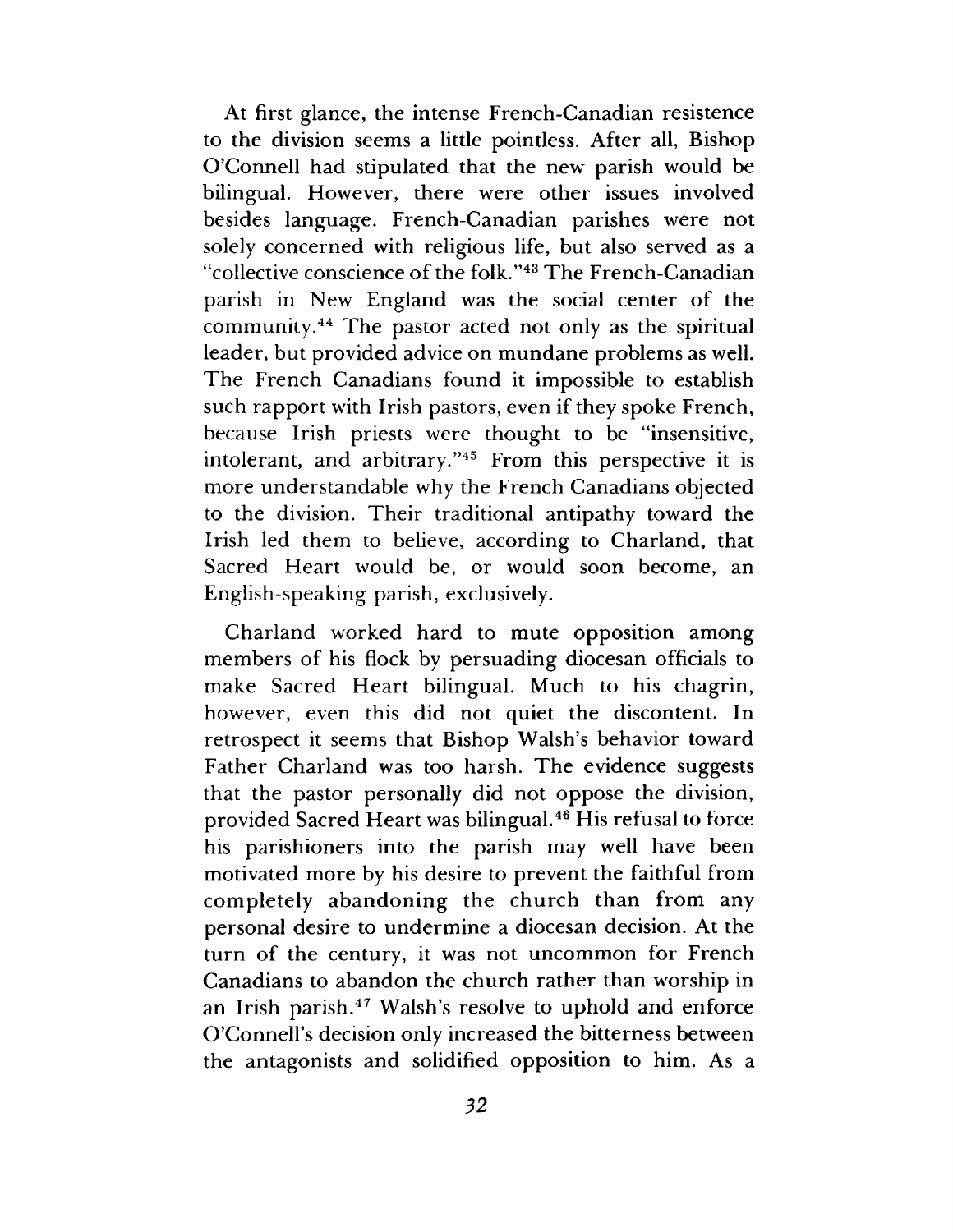At first glance, the intense French-Canadian resistence to the division seems a little pointless. After all, Bishop O'Connell had stipulated that the new parish would be bilingual. However, there were other issues involved besides language. French-Canadian parishes were not solely concerned with religious life, but also served as a "collective conscience of the folk."[43] The French-Canadian parish in New England was the social center of the community.[44] The pastor acted not only as the spiritual leader, but provided advice on mundane problems as well. The French Canadians found it impossible to establish such rapport with Irish pastors, even if they spoke French, because Irish priests were thought to be "insensitive, intolerant, and arbitrary."[45] From this perspective it is more understandable why the French Canadians objected to the division. Their traditional antipathy toward the Irish led them to believe, according to Charland, that Sacred Heart would be, or would soon become, an English-speaking parish, exclusively.

Charland worked hard to mute opposition among members of his flock by persuading diocesan officials to make Sacred Heart bilingual. Much to his chagrin, however, even this did not quiet the discontent. In retrospect it seems that Bishop Walsh's behavior toward Father Charland was too harsh. The evidence suggests that the pastor personally did not oppose the division, provided Sacred Heart was bilingual.[46] His refusal to force his parishioners into the parish may well have been motivated more by his desire to prevent the faithful from completely abandoning the church than from any personal desire to undermine a diocesan decision. At the turn of the century, it was not uncommon for French Canadians to abandon the church rather than worship in an Irish parish.[47] Walsh's resolve to uphold and enforce O'Connell's decision only increased the bitterness between the antagonists and solidified opposition to him. As a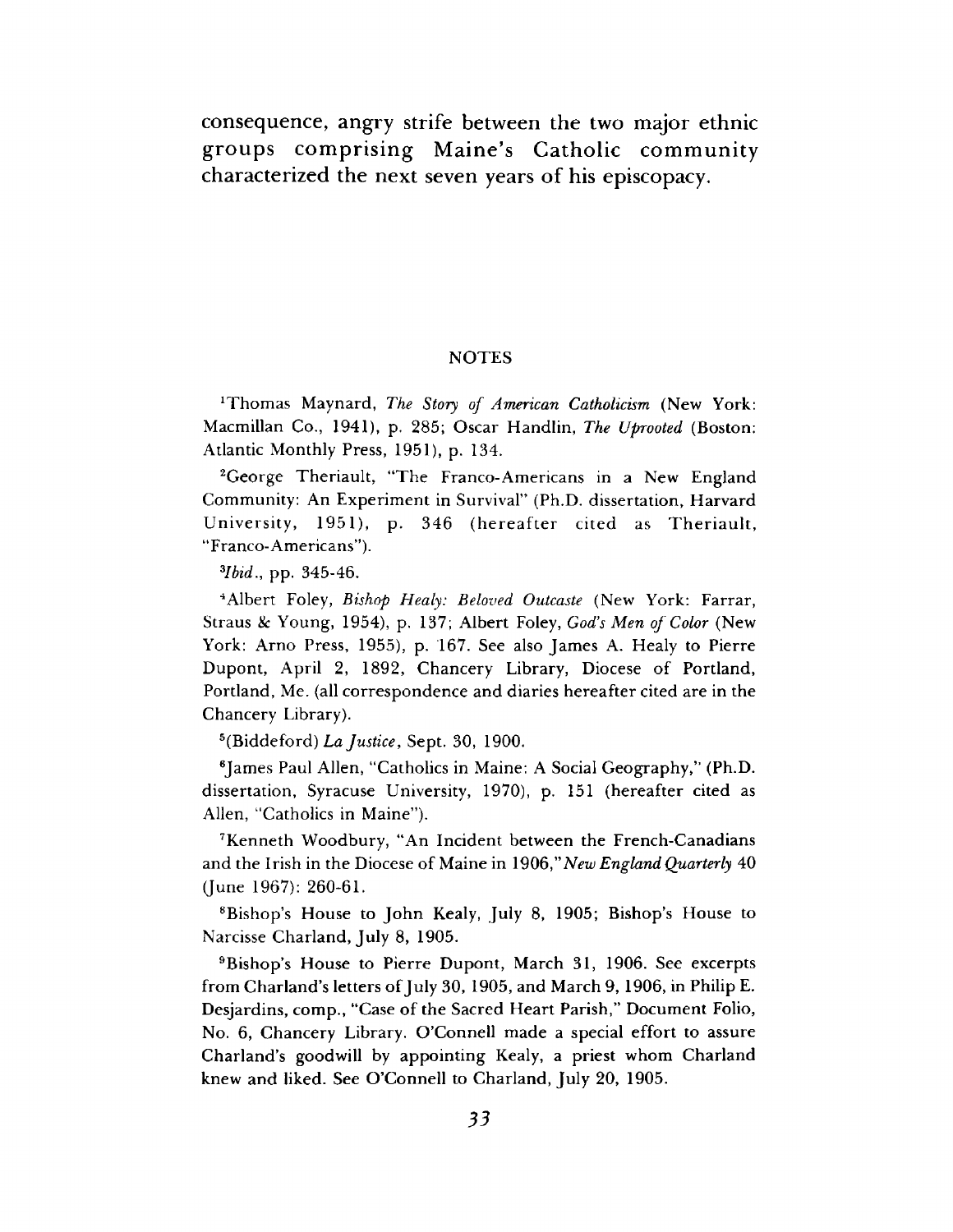consequence, angry strife between the two major ethnic groups comprising Maine's Catholic community characterized the next seven years of his episcopacy.

## NOTES

[1]Thomas Maynard, *The Story of American Catholicism* (New York: Macmillan Co., 1941), p. 285; Oscar Handlin, *The Uprooted* (Boston: Atlantic Monthly Press, 1951), p. 134.

[2]George Theriault, "The Franco-Americans in a New England Community: An Experiment in Survival" (Ph.D. dissertation, Harvard University, 1951), p. 346 (hereafter cited as Theriault, "Franco-Americans").

[3]*Ibid*., pp. 345-46.

[4]Albert Foley, *Bishop Healy: Beloved Outcaste* (New York: Farrar, Straus & Young, 1954), p. 137; Albert Foley, *God's Men of Color* (New York: Arno Press, 1955), p. 167. See also James A. Healy to Pierre Dupont, April 2, 1892, Chancery Library, Diocese of Portland, Portland, Me. (all correspondence and diaries hereafter cited are in the Chancery Library).

[5](Biddeford) *La Justice*, Sept. 30, 1900.

[6]James Paul Allen, "Catholics in Maine: A Social Geography," (Ph.D. dissertation, Syracuse University, 1970), p. 151 (hereafter cited as Allen, "Catholics in Maine").

[7]Kenneth Woodbury, "An Incident between the French-Canadians and the Irish in the Diocese of Maine in 1906," *New England Quarterly* 40 (June 1967): 260-61.

[8]Bishop's House to John Kealy, July 8, 1905; Bishop's House to Narcisse Charland, July 8, 1905.

[9]Bishop's House to Pierre Dupont, March 31, 1906. See excerpts from Charland's letters of July 30, 1905, and March 9, 1906, in Philip E. Desjardins, comp., "Case of the Sacred Heart Parish," Document Folio, No. 6, Chancery Library. O'Connell made a special effort to assure Charland's goodwill by appointing Kealy, a priest whom Charland knew and liked. See O'Connell to Charland, July 20, 1905.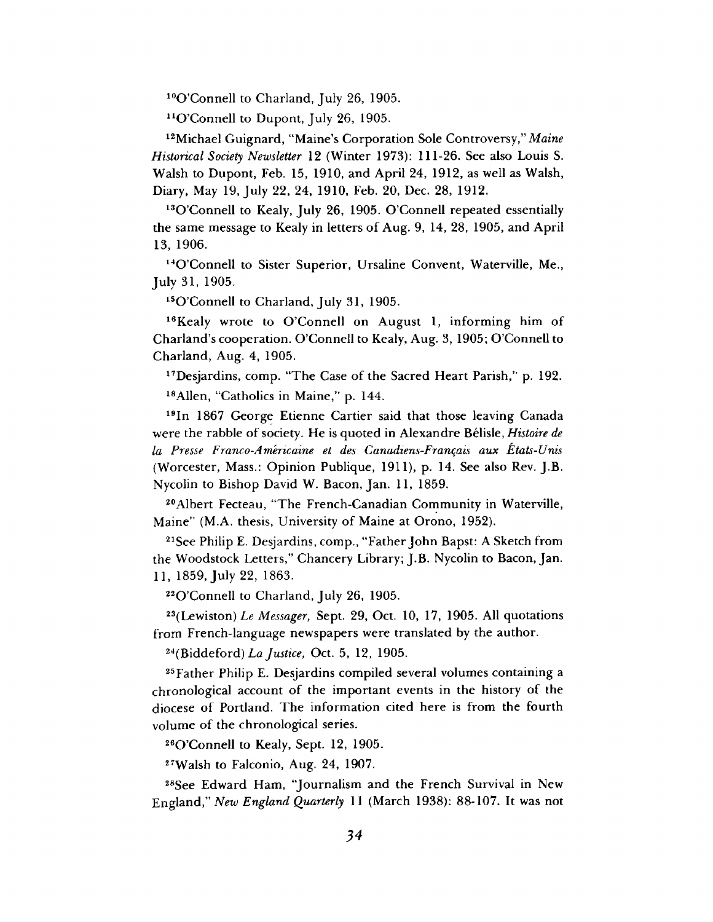[10]O'Connell to Charland, July 26, 1905.

[11]O'Connell to Dupont, July 26, 1905.

[12]Michael Guignard, "Maine's Corporation Sole Controversy," *Maine Historical Society Newsletter* 12 (Winter 1973): 111-26. See also Louis S. Walsh to Dupont, Feb. 15, 1910, and April 24, 1912, as well as Walsh, Diary, May 19, July 22, 24, 1910, Feb. 20, Dec. 28, 1912.

[13]O'Connell to Kealy, July 26, 1905. O'Connell repeated essentially the same message to Kealy in letters of Aug. 9, 14, 28, 1905, and April 13, 1906.

[14]O'Connell to Sister Superior, Ursaline Convent, Waterville, Me., July 31, 1905.

[15]O'Connell to Charland, July 31, 1905.

[16]Kealy wrote to O'Connell on August 1, informing him of Charland's cooperation. O'Connell to Kealy, Aug. 3, 1905; O'Connell to Charland, Aug. 4, 1905.

[17]Desjardins, comp. "The Case of the Sacred Heart Parish," p. 192.

[18]Allen, "Catholics in Maine," p. 144.

[19]In 1867 George Etienne Cartier said that those leaving Canada were the rabble of society. He is quoted in Alexandre Bélisle, *Histoire de la Presse Franco-Américaine et des Canadiens-Français aux États-Unis* (Worcester, Mass.: Opinion Publique, 1911), p. 14. See also Rev. J.B. Nycolin to Bishop David W. Bacon, Jan. 11, 1859.

[20]Albert Fecteau, "The French-Canadian Community in Waterville, Maine" (M.A. thesis, University of Maine at Orono, 1952).

[21]See Philip E. Desjardins, comp., "Father John Bapst: A Sketch from the Woodstock Letters," Chancery Library; J.B. Nycolin to Bacon, Jan. 11, 1859, July 22, 1863.

[22]O'Connell to Charland, July 26, 1905.

[23](Lewiston) *Le Messager,* Sept. 29, Oct. 10, 17, 1905. All quotations from French-language newspapers were translated by the author.

[24](Biddeford) *La Justice,* Oct. 5, 12, 1905.

[25]Father Philip E. Desjardins compiled several volumes containing a chronological account of the important events in the history of the diocese of Portland. The information cited here is from the fourth volume of the chronological series.

[26]O'Connell to Kealy, Sept. 12, 1905.

[27]Walsh to Falconio, Aug. 24, 1907.

[28]See Edward Ham, "Journalism and the French Survival in New England," *New England Quarterly* 11 (March 1938): 88-107. It was not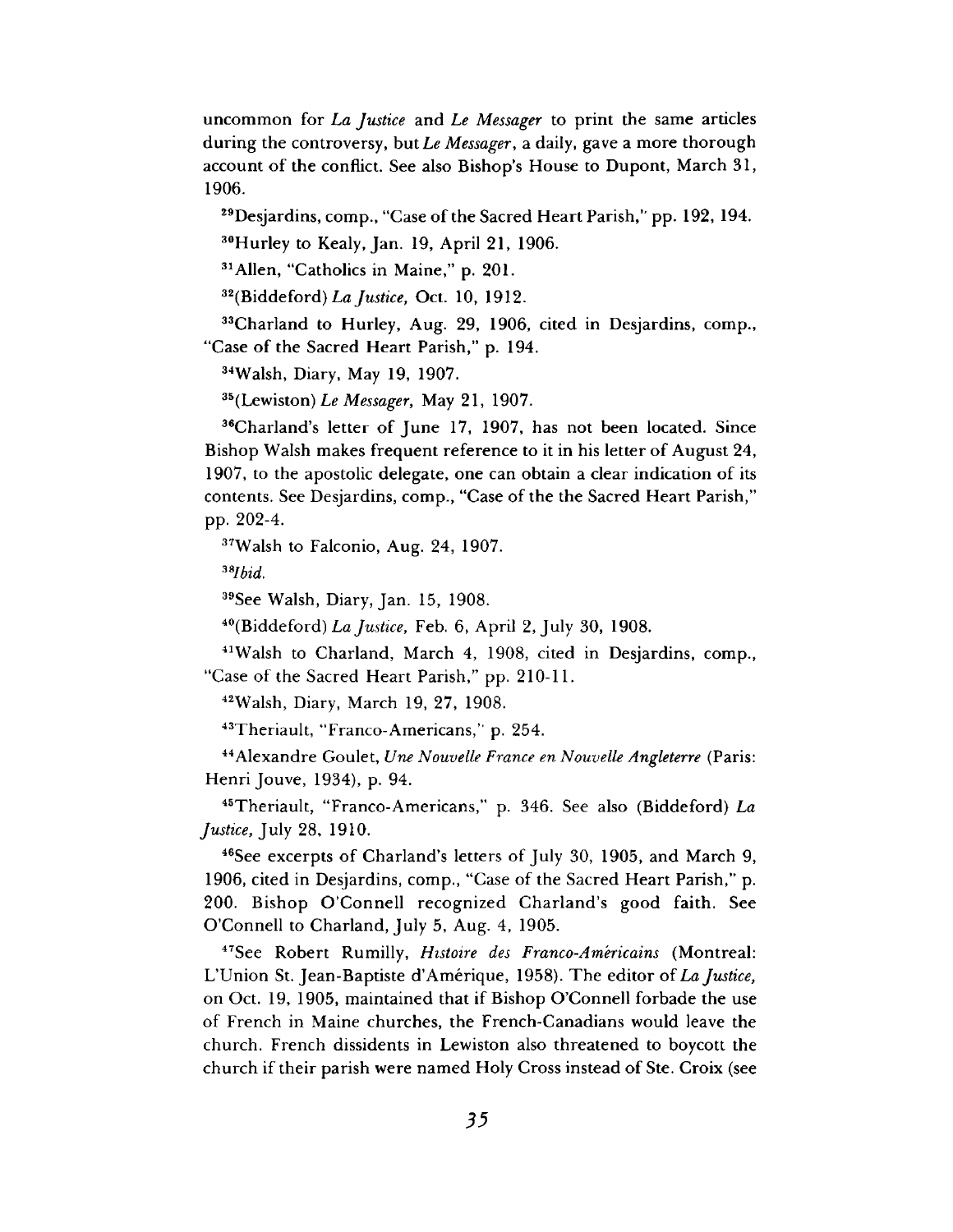uncommon for *La Justice* and *Le Messager* to print the same articles during the controversy, but *Le Messager*, a daily, gave a more thorough account of the conflict. See also Bishop's House to Dupont, March 31, 1906.

[29]Desjardins, comp., "Case of the Sacred Heart Parish," pp. 192, 194.

[30]Hurley to Kealy, Jan. 19, April 21, 1906.

[31]Allen, "Catholics in Maine," p. 201.

[32](Biddeford) *La Justice,* Oct. 10, 1912.

[33]Charland to Hurley, Aug. 29, 1906, cited in Desjardins, comp., "Case of the Sacred Heart Parish," p. 194.

[34]Walsh, Diary, May 19, 1907.

[35](Lewiston) *Le Messager,* May 21, 1907.

[36]Charland's letter of June 17, 1907, has not been located. Since Bishop Walsh makes frequent reference to it in his letter of August 24, 1907, to the apostolic delegate, one can obtain a clear indication of its contents. See Desjardins, comp., "Case of the the Sacred Heart Parish," pp. 202-4.

[37]Walsh to Falconio, Aug. 24, 1907.

[38]*Ibid.*

[39]See Walsh, Diary, Jan. 15, 1908.

[40](Biddeford) *La Justice,* Feb. 6, April 2, July 30, 1908.

[41]Walsh to Charland, March 4, 1908, cited in Desjardins, comp., "Case of the Sacred Heart Parish," pp. 210-11.

[42]Walsh, Diary, March 19, 27, 1908.

[43]Theriault, "Franco-Americans," p. 254.

[44]Alexandre Goulet, *Une Nouvelle France en Nouvelle Angleterre* (Paris: Henri Jouve, 1934), p. 94.

[45]Theriault, "Franco-Americans," p. 346. See also (Biddeford) *La Justice,* July 28, 1910.

[46]See excerpts of Charland's letters of July 30, 1905, and March 9, 1906, cited in Desjardins, comp., "Case of the Sacred Heart Parish," p. 200. Bishop O'Connell recognized Charland's good faith. See O'Connell to Charland, July 5, Aug. 4, 1905.

[47]See Robert Rumilly, *Histoire des Franco-Américains* (Montreal: L'Union St. Jean-Baptiste d'Amérique, 1958). The editor of *La Justice,* on Oct. 19, 1905, maintained that if Bishop O'Connell forbade the use of French in Maine churches, the French-Canadians would leave the church. French dissidents in Lewiston also threatened to boycott the church if their parish were named Holy Cross instead of Ste. Croix (see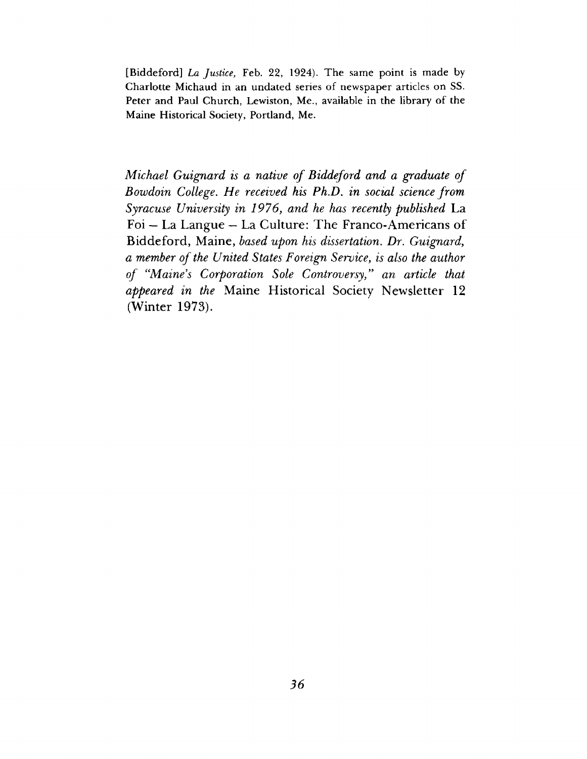[Biddeford] *La Justice,* Feb. 22, 1924). The same point is made by Charlotte Michaud in an undated series of newspaper articles on SS. Peter and Paul Church, Lewiston, Me., available in the library of the Maine Historical Society, Portland, Me.

*Michael Guignard is a native of Biddeford and a graduate of Bowdoin College. He received his Ph.D. in social science from Syracuse University in 1976, and he has recently published* La Foi – La Langue – La Culture: The Franco-Americans of Biddeford, Maine, *based upon his dissertation. Dr. Guignard, a member of the United States Foreign Service, is also the author of "Maine's Corporation Sole Controversy," an article that appeared in the* Maine Historical Society Newsletter 12 (Winter 1973).